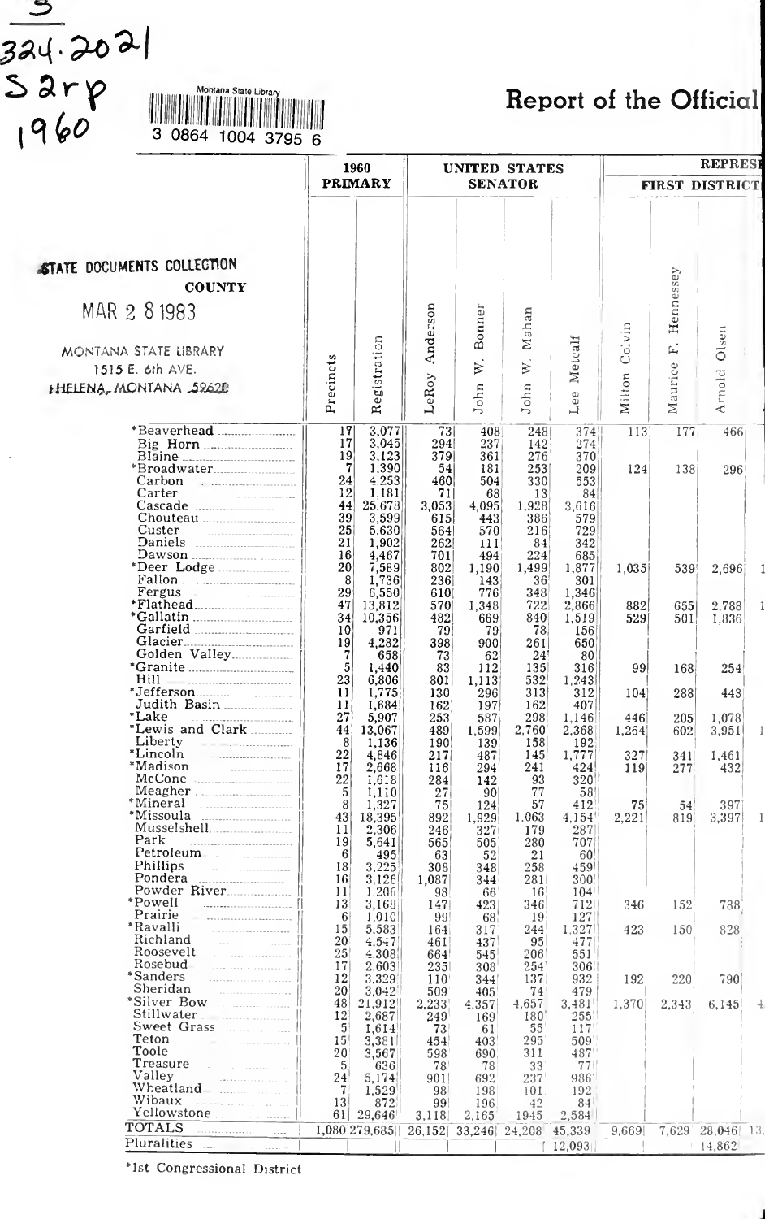324.2021
S2rp
1960

Montana State Library
3 0864 1004 3795 6

# Report of the Official

STATE DOCUMENTS COLLECTION
MAR 2 8 1983
MONTANA STATE LIBRARY
1515 E. 6th AVE.
HELENA, MONTANA 59620

| COUNTY | 1960 PRIMARY | | UNITED STATES SENATOR | | | | REPRESE... FIRST DISTRICT | | |
|---|---|---|---|---|---|---|---|---|---|
| | Precincts | Registration | LeRoy Anderson | John W. Bonner | John W. Mahan | Lee Metcalf | Milton Colvin | Maurice F. Hennessey | Arnold Olsen |
| *Beaverhead | 17 | 3,077 | 73 | 408 | 248 | 374 | 113 | 177 | 466 |
| Big Horn | 17 | 3,045 | 294 | 237 | 142 | 274 | | | |
| Blaine | 19 | 3,123 | 379 | 361 | 276 | 370 | | | |
| *Broadwater | 7 | 1,390 | 54 | 181 | 253 | 209 | 124 | 138 | 296 |
| Carbon | 24 | 4,253 | 460 | 504 | 330 | 553 | | | |
| Carter | 12 | 1,181 | 71 | 68 | 13 | 84 | | | |
| Cascade | 44 | 25,678 | 3,053 | 4,095 | 1,928 | 3,616 | | | |
| Chouteau | 39 | 3,599 | 615 | 443 | 386 | 579 | | | |
| Custer | 25 | 5,630 | 564 | 570 | 216 | 729 | | | |
| Daniels | 21 | 1,902 | 262 | 111 | 84 | 342 | | | |
| Dawson | 16 | 4,467 | 701 | 494 | 224 | 685 | | | |
| *Deer Lodge | 20 | 7,589 | 802 | 1,190 | 1,499 | 1,877 | 1,035 | 539 | 2,696 |
| Fallon | 8 | 1,736 | 236 | 143 | 36 | 301 | | | |
| Fergus | 29 | 6,550 | 610 | 776 | 348 | 1,346 | | | |
| *Flathead | 47 | 13,812 | 570 | 1,348 | 722 | 2,866 | 882 | 655 | 2,788 |
| *Gallatin | 34 | 10,356 | 482 | 669 | 840 | 1,519 | 529 | 501 | 1,836 |
| Garfield | 10 | 971 | 79 | 79 | 78 | 156 | | | |
| Glacier | 19 | 4,282 | 398 | 900 | 261 | 650 | | | |
| Golden Valley | 7 | 658 | 73 | 62 | 24 | 80 | | | |
| *Granite | 5 | 1,440 | 83 | 112 | 135 | 316 | 99 | 168 | 254 |
| Hill | 23 | 6,806 | 801 | 1,113 | 532 | 1,243 | | | |
| *Jefferson | 11 | 1,775 | 130 | 296 | 313 | 312 | 104 | 288 | 443 |
| Judith Basin | 11 | 1,684 | 162 | 197 | 162 | 407 | | | |
| *Lake | 27 | 5,907 | 253 | 587 | 298 | 1,146 | 446 | 205 | 1,078 |
| *Lewis and Clark | 44 | 13,067 | 489 | 1,599 | 2,760 | 2,368 | 1,264 | 602 | 3,951 |
| Liberty | 8 | 1,136 | 190 | 139 | 158 | 192 | | | |
| *Lincoln | 22 | 4,846 | 217 | 487 | 145 | 1,777 | 327 | 341 | 1,461 |
| *Madison | 17 | 2,668 | 116 | 294 | 241 | 424 | 119 | 277 | 432 |
| McCone | 22 | 1,618 | 284 | 142 | 93 | 320 | | | |
| Meagher | 5 | 1,110 | 27 | 90 | 77 | 58 | | | |
| *Mineral | 8 | 1,327 | 75 | 124 | 57 | 412 | 75 | 54 | 397 |
| *Missoula | 43 | 18,395 | 892 | 1,929 | 1,063 | 4,154 | 2,221 | 819 | 3,397 |
| Musselshell | 11 | 2,306 | 246 | 327 | 179 | 287 | | | |
| Park | 19 | 5,641 | 565 | 505 | 280 | 707 | | | |
| Petroleum | 6 | 495 | 63 | 52 | 21 | 60 | | | |
| Phillips | 18 | 3,225 | 308 | 348 | 258 | 459 | | | |
| Pondera | 16 | 3,126 | 1,087 | 344 | 281 | 300 | | | |
| Powder River | 11 | 1,206 | 98 | 66 | 16 | 104 | | | |
| *Powell | 13 | 3,168 | 147 | 423 | 346 | 712 | 346 | 152 | 788 |
| Prairie | 6 | 1,010 | 99 | 68 | 19 | 127 | | | |
| *Ravalli | 15 | 5,583 | 164 | 317 | 244 | 1,327 | 423 | 150 | 828 |
| Richland | 20 | 4,547 | 461 | 437 | 95 | 477 | | | |
| Roosevelt | 25 | 4,308 | 664 | 545 | 206 | 551 | | | |
| Rosebud | 17 | 2,603 | 235 | 308 | 254 | 306 | | | |
| *Sanders | 12 | 3,329 | 110 | 344 | 137 | 932 | 192 | 220 | 790 |
| Sheridan | 20 | 3,042 | 509 | 405 | 74 | 479 | | | |
| *Silver Bow | 48 | 21,912 | 2,233 | 4,357 | 4,657 | 3,481 | 1,370 | 2,343 | 6,145 |
| Stillwater | 12 | 2,687 | 249 | 169 | 180 | 255 | | | |
| Sweet Grass | 5 | 1,614 | 73 | 61 | 55 | 117 | | | |
| Teton | 15 | 3,381 | 454 | 403 | 295 | 509 | | | |
| Toole | 20 | 3,567 | 598 | 690 | 311 | 487 | | | |
| Treasure | 5 | 636 | 78 | 78 | 33 | 77 | | | |
| Valley | 24 | 5,174 | 901 | 692 | 237 | 986 | | | |
| Wheatland | 7 | 1,529 | 98 | 198 | 101 | 192 | | | |
| Wibaux | 13 | 872 | 99 | 196 | 42 | 84 | | | |
| Yellowstone | 61 | 29,646 | 3,118 | 2,165 | 1945 | 2,584 | | | |
| TOTALS | 1,080 | 279,685 | 26,152 | 33,246 | 24,208 | 45,339 | 9,669 | 7,629 | 28,046 |
| Pluralities | | | | | | 12,093 | | | 14,862 |

*1st Congressional District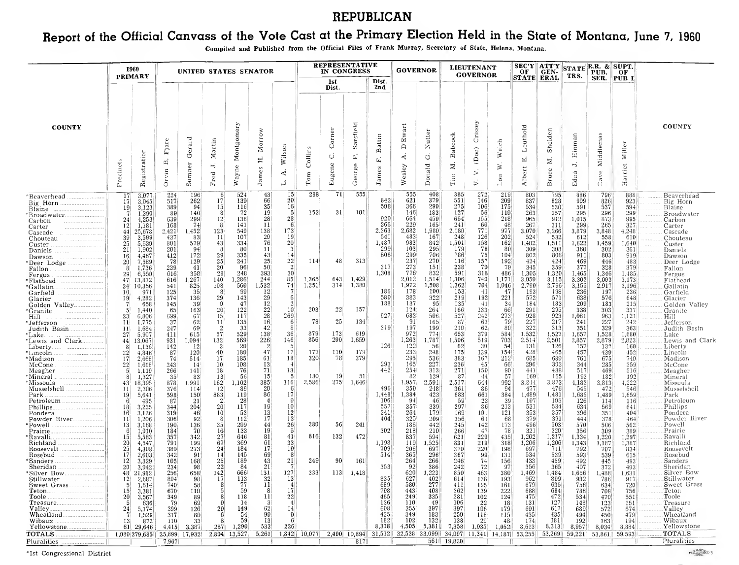# REPUBLICAN

## Report of the Official Canvass of the Vote Cast at the Primary Election Held in the State of Montana, June 7, 1960

Compiled and Published from the Official Files of Frank Murray, Secretary of State, Helena, Montana.

| COUNTY | 1960 PRIMARY | | UNITED STATES SENATOR | | | | | | REPRESENTATIVE IN CONGRESS | | | | GOVERNOR | | LIEUTENANT GOVERNOR | | | SEC'Y OF STATE | ATT'Y GENERAL | STATE TRS. | R.R. & PUB. SER. | SUPT. OF PUB I | COUNTY |
|---|---|---|---|---|---|---|---|---|---|---|---|---|---|---|---|---|---|---|---|---|---|---|---|
| | | | | | | | | | 1st Dist. | | | Dist. 2nd | | | | | | | | | | | |
| | Precincts | Registration | Orvin B. Fjare | Sumner Gerard | Fred J. Martin | Wayne Montgomery | James H. Morrow | L. A. Wilson | Tom Collins | Eugene C. Corner | George P. Sarsfield | James F. Battin | Wesley A. D'Ewart | Donald G. Nutter | Tim M. Babcock | V. V. (Doc) Crissey | Lou W. Welch | Albert E. Leuthold | Bruce M. Shelden | Edna J. Hinman | Dave Middlemas | Harriet Miller | |
| *Beaverhead | 17 | 3,077 | 224 | 196 | 6 | 524 | 43 | 15 | 288 | 71 | 555 | | 555 | 408 | 385 | 272 | 219 | 803 | 795 | 886 | 796 | 888 | Beaverhead |
| Big Horn | 17 | 3,045 | 517 | 262 | 17 | 130 | 66 | 20 | | | | 842 | 621 | 379 | 551 | 146 | 209 | 837 | 828 | 909 | 826 | 923 | Big Horn |
| Blaine | 19 | 3,123 | 389 | 94 | 15 | 116 | 35 | 16 | | | | 508 | 366 | 290 | 275 | 106 | 175 | 534 | 530 | 591 | 537 | 594 | Blaine |
| *Broadwater | 7 | 1,390 | 89 | 140 | 8 | 72 | 19 | 5 | 152 | 31 | 101 | | 146 | 163 | 127 | 56 | 110 | 263 | 257 | 295 | 296 | 299 | Broadwater |
| Carbon | 24 | 4,253 | 639 | 299 | 12 | 138 | 28 | 28 | | | | 920 | 664 | 450 | 654 | 155 | 218 | 965 | 912 | 1,015 | 873 | 995 | Carbon |
| Carter | 12 | 1,181 | 168 | 74 | 8 | 141 | 11 | 6 | | | | 266 | 229 | 165 | 241 | 60 | 48 | 267 | 311 | 299 | 265 | 327 | Carter |
| Cascade | 44 | 25,678 | 2,421 | 1,452 | 123 | 540 | 138 | 173 | | | | 2,363 | 2,682 | 1,980 | 2,180 | 771 | 977 | 3,070 | 3,266 | 3,879 | 3,848 | 4,248 | Cascade |
| Chouteau | 39 | 3,599 | 437 | 83 | 11 | 107 | 20 | 19 | | | | 541 | 483 | 167 | 248 | 126 | 202 | 524 | 532 | 612 | 558 | 610 | Chouteau |
| Custer | 25 | 5,630 | 801 | 579 | 43 | 334 | 76 | 20 | | | | 1,487 | 983 | 842 | 1,501 | 158 | 162 | 1,402 | 1,511 | 1,622 | 1,459 | 1,640 | Custer |
| Daniels | 21 | 1,902 | 201 | 94 | 8 | 80 | 11 | 3 | | | | 299 | 103 | 295 | 179 | 78 | 80 | 309 | 308 | 360 | 302 | 361 | Daniels |
| Dawson | 16 | 4,467 | 412 | 172 | 29 | 335 | 43 | 14 | | | | 806 | 299 | 706 | 786 | 75 | 104 | 802 | 806 | 911 | 803 | 919 | Dawson |
| *Deer Lodge | 20 | 7,589 | 78 | 129 | 25 | 241 | 25 | 22 | 114 | 48 | 313 | | 237 | 270 | 116 | 157 | 192 | 424 | 424 | 469 | 446 | 483 | Deer Lodge |
| Fallon | 8 | 1,736 | 239 | 41 | 20 | 96 | 50 | 2 | | | | 317 | 273 | 151 | 238 | 70 | 79 | 345 | 359 | 377 | 328 | 379 | Fallon |
| Fergus | 29 | 6,550 | 616 | 358 | 28 | 248 | 393 | 30 | | | | 1,308 | 776 | 832 | 591 | 318 | 486 | 1,305 | 1,320 | 1,465 | 1,346 | 1,485 | Fergus |
| *Flathead | 47 | 13,812 | 616 | 1,267 | 140 | 1,286 | 244 | 85 | 1,365 | 643 | 1,429 | | 2,012 | 1,514 | 1,306 | 740 | 1,171 | 3,050 | 3,115 | 3,302 | 3,003 | 3,173 | Flathead |
| *Gallatin | 34 | 10,356 | 541 | 825 | 108 | 560 | 1,532 | 74 | 1,251 | 314 | 1,380 | | 1,972 | 1,508 | 1,362 | 704 | 1,046 | 2,790 | 2,796 | 3,155 | 2,917 | 3,196 | Gallatin |
| Garfield | 10 | 971 | 125 | 35 | 8 | 90 | 12 | 7 | | | | 186 | 178 | 100 | 153 | 41 | 47 | 193 | 198 | 236 | 197 | 236 | Garfield |
| Glacier | 19 | 4,282 | 374 | 136 | 29 | 143 | 29 | 6 | | | | 560 | 383 | 322 | 219 | 192 | 221 | 572 | 571 | 638 | 576 | 648 | Glacier |
| Golden Valley | 7 | 658 | 145 | 39 | 0 | 47 | 12 | 2 | | | | 188 | 137 | 95 | 135 | 41 | 34 | 184 | 183 | 209 | 183 | 215 | Golden Valley |
| *Granite | 5 | 1,440 | 65 | 163 | 20 | 122 | 22 | 10 | 203 | 22 | 157 | | 124 | 264 | 166 | 133 | 66 | 291 | 295 | 338 | 303 | 337 | Granite |
| Hill | 23 | 6,806 | 699 | 67 | 15 | 117 | 28 | 269 | | | | 927 | 683 | 506 | 527 | 242 | 273 | 928 | 923 | 1,081 | 963 | 1,121 | Hill |
| *Jefferson | 11 | 1,775 | 37 | 62 | 11 | 135 | 16 | 6 | 78 | 25 | 134 | | 91 | 165 | 87 | 63 | 79 | 227 | 217 | 241 | 227 | 242 | Jefferson |
| Judith Basin | 11 | 1,684 | 247 | 69 | 2 | 33 | 42 | 8 | | | | 319 | 197 | 199 | 210 | 62 | 80 | 322 | 313 | 351 | 329 | 363 | Judith Basin |
| *Lake | 27 | 5,907 | 411 | 615 | 57 | 529 | 138 | 36 | 879 | 173 | 619 | | 972 | 774 | 653 | 379 | 584 | 1,532 | 1,527 | 1,657 | 1,528 | 1,680 | Lake |
| *Lewis and Clark | 44 | 13,067 | 931 | 1,094 | 132 | 569 | 226 | 146 | 856 | 200 | 1,659 | | 1,263 | 1,787 | 1,506 | 519 | 703 | 2,514 | 2,501 | 2,857 | 2,879 | 2,823 | Lewis and Clark |
| Liberty | 8 | 1,136 | 142 | 12 | 3 | 20 | 2 | 5 | | | | 126 | 122 | 56 | 62 | 30 | 54 | 131 | 126 | 157 | 132 | 160 | Liberty |
| *Lincoln | 22 | 4,846 | 87 | 120 | 40 | 180 | 47 | 17 | 177 | 110 | 179 | | 233 | 248 | 175 | 139 | 154 | 428 | 465 | 457 | 430 | 452 | Lincoln |
| *Madison | 17 | 2,668 | 74 | 514 | 17 | 185 | 61 | 18 | 320 | 78 | 379 | | 295 | 536 | 383 | 167 | 212 | 685 | 680 | 761 | 675 | 740 | Madison |
| McCone | 22 | 1,618 | 243 | 14 | 10 | 108 | 13 | 4 | | | | 293 | 165 | 227 | 236 | 45 | 66 | 296 | 303 | 344 | 285 | 359 | McCone |
| Meagher | 5 | 1,110 | 266 | 141 | 18 | 76 | 71 | 13 | | | | 442 | 254 | 313 | 271 | 150 | 90 | 441 | 438 | 517 | 469 | 516 | Meagher |
| *Mineral | 8 | 1,327 | 35 | 83 | 13 | 56 | 15 | 5 | 130 | 19 | 51 | | 82 | 129 | 87 | 44 | 57 | 169 | 165 | 193 | 182 | 192 | Mineral |
| *Missoula | 43 | 18,395 | 878 | 1,991 | 162 | 1,102 | 385 | 116 | 2,586 | 275 | 1,646 | | 1,957 | 2,591 | 2,517 | 644 | 992 | 3,844 | 3,873 | 4,183 | 3,813 | 4,222 | Missoula |
| Musselshell | 11 | 2,306 | 376 | 114 | 12 | 89 | 20 | 6 | | | | 496 | 350 | 248 | 361 | 86 | 94 | 477 | 476 | 545 | 472 | 546 | Musselshell |
| Park | 19 | 5,641 | 598 | 150 | 883 | 110 | 86 | 17 | | | | 1,448 | 1,384 | 423 | 683 | 661 | 384 | 1,489 | 1,481 | 1,685 | 1,489 | 1,659 | Park |
| Petroleum | 6 | 495 | 87 | 21 | 2 | 28 | 4 | 0 | | | | 106 | 94 | 46 | 59 | 23 | 39 | 107 | 105 | 126 | 114 | 116 | Petroleum |
| Phillips | 18 | 3,225 | 344 | 204 | 20 | 117 | 19 | 10 | | | | 557 | 357 | 339 | 297 | 86 | 213 | 531 | 534 | 634 | 569 | 641 | Phillips |
| Pondera | 16 | 3,126 | 319 | 46 | 10 | 53 | 13 | 12 | | | | 341 | 264 | 179 | 169 | 101 | 121 | 353 | 357 | 396 | 351 | 404 | Pondera |
| Powder River | 11 | 1,206 | 306 | 92 | 8 | 112 | 17 | 13 | | | | 404 | 325 | 209 | 356 | 61 | 68 | 379 | 391 | 444 | 378 | 464 | Powder River |
| *Powell | 13 | 3,168 | 190 | 136 | 35 | 209 | 44 | 26 | 280 | 56 | 241 | | 186 | 442 | 245 | 142 | 173 | 496 | 503 | 570 | 506 | 562 | Powell |
| Prairie | 6 | 1,010 | 184 | 70 | 16 | 133 | 19 | 5 | | | | 302 | 218 | 210 | 266 | 47 | 78 | 321 | 320 | 356 | 309 | 389 | Prairie |
| *Ravalli | 15 | 5,583 | 357 | 342 | 27 | 646 | 81 | 41 | 816 | 132 | 472 | | 837 | 594 | 621 | 229 | 435 | 1,202 | 1,217 | 1,334 | 1,220 | 1,297 | Ravalli |
| Richland | 20 | 4,547 | 791 | 199 | 67 | 369 | 61 | 33 | | | | 1,198 | 119 | 1,525 | 831 | 219 | 318 | 1,206 | 1,206 | 1,343 | 1,187 | 1,387 | Richland |
| Roosevelt | 25 | 4,308 | 380 | 273 | 24 | 184 | 17 | 10 | | | | 709 | 206 | 697 | 370 | 220 | 198 | 697 | 711 | 792 | 707 | 834 | Roosevelt |
| Rosebud | 17 | 2,603 | 342 | 91 | 14 | 145 | 69 | 8 | | | | 514 | 365 | 296 | 367 | 99 | 131 | 534 | 539 | 593 | 539 | 615 | Rosebud |
| *Sanders | 12 | 3,329 | 105 | 168 | 25 | 189 | 43 | 21 | 249 | 90 | 161 | | 264 | 266 | 246 | 74 | 156 | 433 | 459 | 492 | 445 | 493 | Sanders |
| Sheridan | 20 | 3,042 | 234 | 98 | 22 | 84 | 21 | 7 | | | | 353 | 92 | 386 | 242 | 72 | 97 | 356 | 365 | 407 | 372 | 403 | Sheridan |
| *Silver Bow | 48 | 21,912 | 256 | 658 | 142 | 666 | 131 | 127 | 333 | 113 | 1,418 | | 620 | 1,223 | 850 | 463 | 380 | 1,469 | 1,484 | 1,656 | 1,488 | 1,631 | Silver Bow |
| Stillwater | 12 | 2,687 | 804 | 98 | 17 | 113 | 32 | 13 | | | | 835 | 627 | 402 | 614 | 138 | 193 | 962 | 809 | 932 | 786 | 917 | Stillwater |
| Sweet Grass | 5 | 1,614 | 740 | 58 | 8 | 77 | 11 | 4 | | | | 689 | 580 | 277 | 411 | 195 | 161 | 679 | 635 | 756 | 634 | 720 | Sweet Grass |
| Teton | 15 | 3,381 | 670 | 110 | 5 | 59 | 8 | 17 | | | | 708 | 443 | 408 | 362 | 139 | 222 | 688 | 684 | 788 | 709 | 756 | Teton |
| Toole | 20 | 3,567 | 349 | 89 | 8 | 118 | 11 | 22 | | | | 465 | 249 | 335 | 281 | 102 | 124 | 475 | 472 | 534 | 470 | 551 | Toole |
| Treasure | 5 | 636 | 79 | 69 | 0 | 14 | 3 | 4 | | | | 126 | 110 | 49 | 106 | 22 | 18 | 131 | 127 | 148 | 122 | 151 | Treasure |
| Valley | 24 | 5,174 | 399 | 126 | 20 | 149 | 62 | 14 | | | | 608 | 355 | 397 | 397 | 106 | 179 | 601 | 617 | 680 | 572 | 674 | Valley |
| Wheatland | 7 | 1,529 | 317 | 80 | 6 | 54 | 90 | 0 | | | | 435 | 349 | 183 | 250 | 118 | 115 | 435 | 435 | 494 | 450 | 479 | Wheatland |
| Wibaux | 13 | 872 | 110 | 33 | 8 | 59 | 13 | 6 | | | | 182 | 102 | 132 | 138 | 20 | 48 | 174 | 181 | 192 | 163 | 194 | Wibaux |
| Yellowstone | 61 | 29,646 | 4,415 | 3,387 | 287 | 1,290 | 533 | 226 | | | | 8,318 | 4,505 | 5,381 | 7,358 | 1,035 | 1,052 | 8,613 | 8,313 | 8,957 | 8,034 | 8,884 | Yellowstone |
| TOTALS | 1,080 | 279,685 | 25,899 | 17,932 | 2,804 | 13,527 | 5,261 | 1,842 | 10,077 | 2,400 | 10,894 | 31,512 | 32,538 | 33,099 | 34,007 | 11,341 | 14,187 | 53,255 | 53,269 | 59,221 | 53,861 | 59,593 | TOTALS |
| Pluralities | | | 7,967 | | | | | | | | 817 | | | 561 | 19,820 | | | | | | | | Pluralities |

*1st Congressional District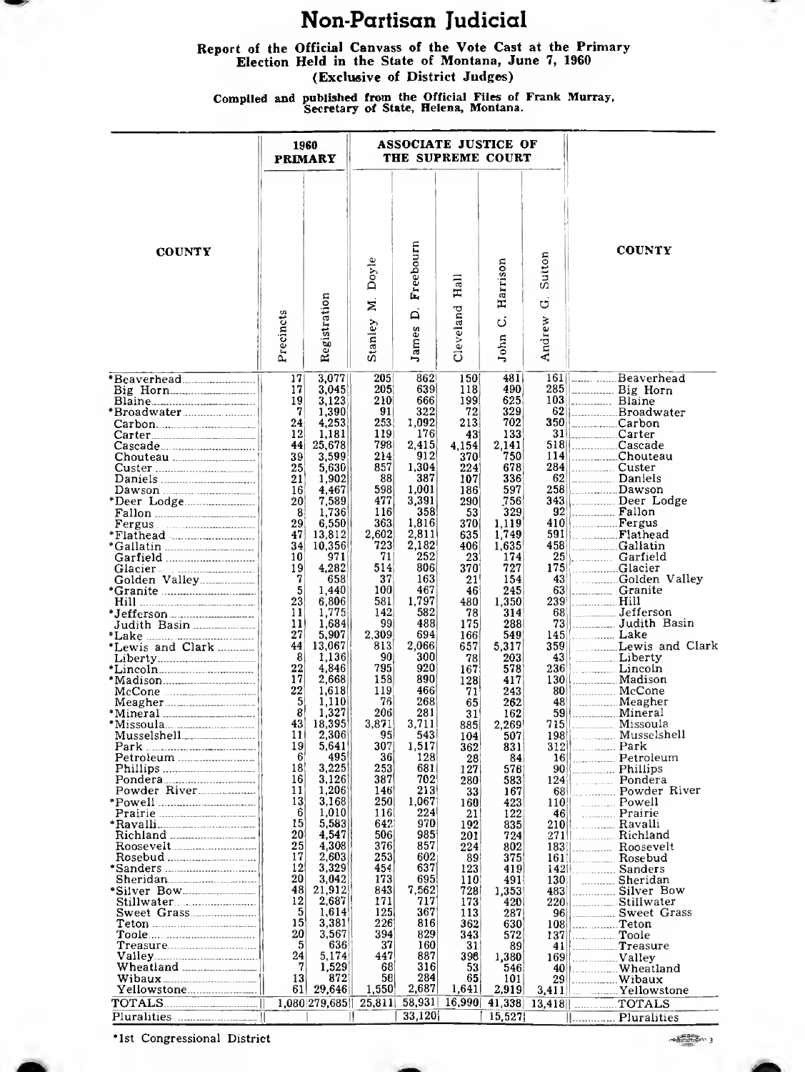# Non-Partisan Judicial

**Report of the Official Canvass of the Vote Cast at the Primary Election Held in the State of Montana, June 7, 1960**
**(Exclusive of District Judges)**

**Compiled and published from the Official Files of Frank Murray, Secretary of State, Helena, Montana.**

| COUNTY | 1960 PRIMARY | | ASSOCIATE JUSTICE OF THE SUPREME COURT | | | | | COUNTY |
|---|---|---|---|---|---|---|---|---|
| | Precincts | Registration | Stanley M. Doyle | James D. Freebourn | Cleveland Hall | John C. Harrison | Andrew G. Sutton | |
| *Beaverhead | 17 | 3,077 | 205 | 862 | 150 | 481 | 161 | Beaverhead |
| Big Horn | 17 | 3,045 | 205 | 639 | 118 | 490 | 285 | Big Horn |
| Blaine | 19 | 3,123 | 210 | 666 | 199 | 625 | 103 | Blaine |
| *Broadwater | 7 | 1,390 | 91 | 322 | 72 | 329 | 62 | Broadwater |
| Carbon | 24 | 4,253 | 253 | 1,092 | 213 | 702 | 350 | Carbon |
| Carter | 12 | 1,181 | 119 | 176 | 43 | 133 | 31 | Carter |
| Cascade | 44 | 25,678 | 798 | 2,415 | 4,154 | 2,141 | 518 | Cascade |
| Chouteau | 39 | 3,599 | 214 | 912 | 370 | 750 | 114 | Chouteau |
| Custer | 25 | 5,630 | 857 | 1,304 | 224 | 678 | 284 | Custer |
| Daniels | 21 | 1,902 | 88 | 387 | 107 | 336 | 62 | Daniels |
| Dawson | 16 | 4,467 | 598 | 1,001 | 186 | 597 | 258 | Dawson |
| *Deer Lodge | 20 | 7,589 | 477 | 3,391 | 290 | 756 | 343 | Deer Lodge |
| Fallon | 8 | 1,736 | 116 | 358 | 53 | 329 | 92 | Fallon |
| Fergus | 29 | 6,550 | 363 | 1,816 | 370 | 1,119 | 410 | Fergus |
| *Flathead | 47 | 13,812 | 2,602 | 2,811 | 635 | 1,749 | 591 | Flathead |
| *Gallatin | 34 | 10,356 | 723 | 2,182 | 406 | 1,635 | 458 | Gallatin |
| Garfield | 10 | 971 | 71 | 252 | 23 | 174 | 25 | Garfield |
| Glacier | 19 | 4,282 | 514 | 806 | 370 | 727 | 175 | Glacier |
| Golden Valley | 7 | 658 | 37 | 163 | 21 | 154 | 43 | Golden Valley |
| *Granite | 5 | 1,440 | 100 | 467 | 46 | 245 | 63 | Granite |
| Hill | 23 | 6,806 | 581 | 1,797 | 480 | 1,350 | 239 | Hill |
| *Jefferson | 11 | 1,775 | 142 | 582 | 78 | 314 | 68 | Jefferson |
| Judith Basin | 11 | 1,684 | 99 | 488 | 175 | 288 | 73 | Judith Basin |
| *Lake | 27 | 5,907 | 2,309 | 694 | 166 | 549 | 145 | Lake |
| *Lewis and Clark | 44 | 13,067 | 813 | 2,066 | 657 | 5,317 | 359 | Lewis and Clark |
| Liberty | 8 | 1,136 | 90 | 300 | 78 | 203 | 43 | Liberty |
| *Lincoln | 22 | 4,846 | 795 | 920 | 167 | 578 | 236 | Lincoln |
| *Madison | 17 | 2,668 | 158 | 890 | 128 | 417 | 130 | Madison |
| McCone | 22 | 1,618 | 119 | 466 | 71 | 243 | 80 | McCone |
| Meagher | 5 | 1,110 | 76 | 268 | 65 | 262 | 48 | Meagher |
| *Mineral | 8 | 1,327 | 206 | 281 | 31 | 162 | 59 | Mineral |
| *Missoula | 43 | 18,395 | 3,871 | 3,711 | 885 | 2,269 | 715 | Missoula |
| Musselshell | 11 | 2,306 | 95 | 543 | 104 | 507 | 198 | Musselshell |
| Park | 19 | 5,641 | 307 | 1,517 | 362 | 831 | 312 | Park |
| Petroleum | 6 | 495 | 36 | 128 | 28 | 84 | 16 | Petroleum |
| Phillips | 18 | 3,225 | 253 | 681 | 127 | 576 | 90 | Phillips |
| Pondera | 16 | 3,126 | 387 | 702 | 280 | 583 | 124 | Pondera |
| Powder River | 11 | 1,206 | 146 | 213 | 33 | 167 | 68 | Powder River |
| *Powell | 13 | 3,168 | 250 | 1,067 | 160 | 423 | 110 | Powell |
| Prairie | 6 | 1,010 | 116 | 224 | 21 | 122 | 46 | Prairie |
| *Ravalli | 15 | 5,583 | 642 | 970 | 192 | 835 | 210 | Ravalli |
| Richland | 20 | 4,547 | 506 | 985 | 201 | 724 | 271 | Richland |
| Roosevelt | 25 | 4,308 | 376 | 857 | 224 | 802 | 183 | Roosevelt |
| Rosebud | 17 | 2,603 | 253 | 602 | 89 | 375 | 161 | Rosebud |
| *Sanders | 12 | 3,329 | 454 | 637 | 123 | 419 | 142 | Sanders |
| Sheridan | 20 | 3,042 | 173 | 695 | 110 | 491 | 130 | Sheridan |
| *Silver Bow | 48 | 21,912 | 843 | 7,562 | 728 | 1,353 | 483 | Silver Bow |
| Stillwater | 12 | 2,687 | 171 | 717 | 173 | 420 | 220 | Stillwater |
| Sweet Grass | 5 | 1,614 | 125 | 367 | 113 | 287 | 96 | Sweet Grass |
| Teton | 15 | 3,381 | 226 | 816 | 362 | 630 | 108 | Teton |
| Toole | 20 | 3,567 | 394 | 829 | 343 | 572 | 137 | Toole |
| Treasure | 5 | 636 | 37 | 160 | 31 | 89 | 41 | Treasure |
| Valley | 24 | 5,174 | 447 | 887 | 398 | 1,380 | 169 | Valley |
| Wheatland | 7 | 1,529 | 68 | 316 | 53 | 546 | 40 | Wheatland |
| Wibaux | 13 | 872 | 56 | 284 | 65 | 101 | 29 | Wibaux |
| Yellowstone | 61 | 29,646 | 1,550 | 2,687 | 1,641 | 2,919 | 3,411 | Yellowstone |
| TOTALS | 1,080 | 279,685 | 25,811 | 58,931 | 16,990 | 41,338 | 13,418 | TOTALS |
| Pluralities | | | | 33,120 | | 15,527 | | Pluralities |

*1st Congressional District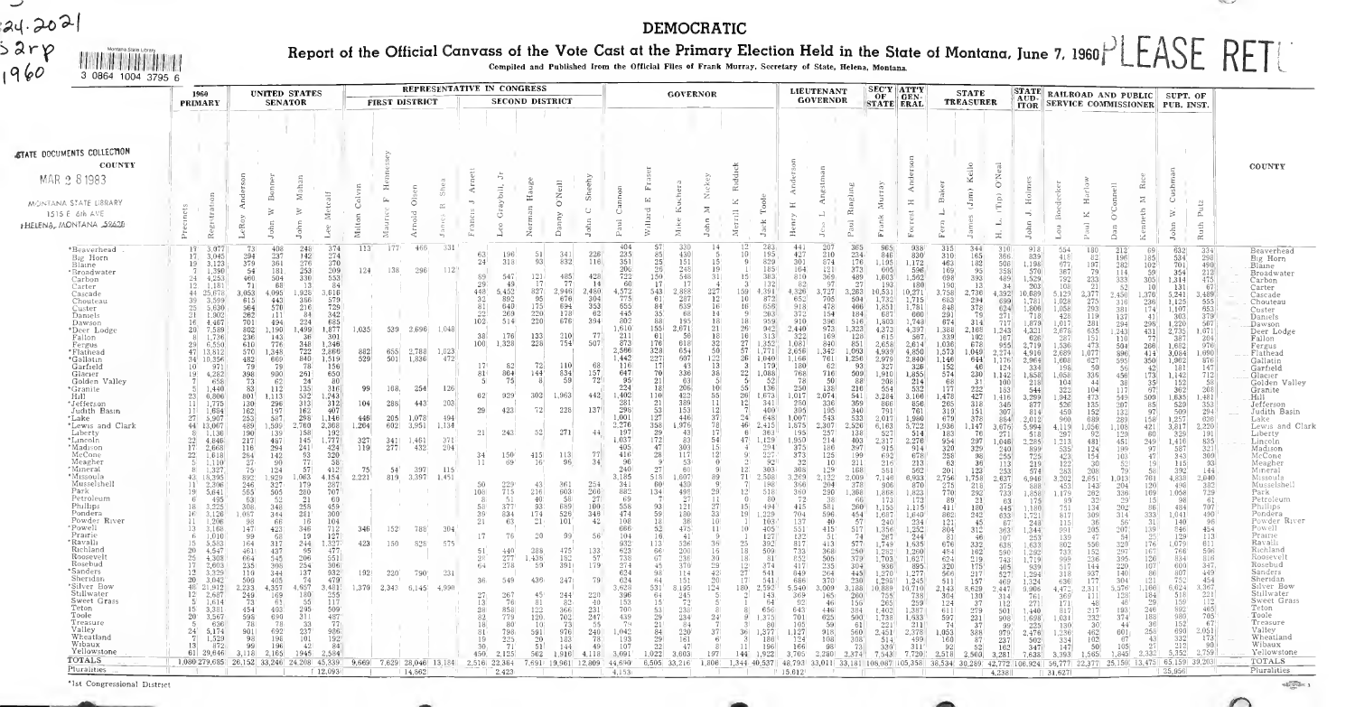24.2021
S 3rp
1960

Montana State Library

3 0864 1004 3795 6

STATE DOCUMENTS COLLECTION
MAR 2 8 1983
MONTANA STATE LIBRARY
1515 E. 6th AVE.
HELENA, MONTANA 59620

PLEASE RETURN

# DEMOCRATIC

## Report of the Official Canvass of the Vote Cast at the Primary Election Held in the State of Montana, June 7, 1960

Compiled and Published from the Official Files of Frank Murray, Secretary of State, Helena, Montana.

| COUNTY | 1960 PRIMARY | | UNITED STATES SENATOR | | | | REPRESENTATIVE IN CONGRESS FIRST DISTRICT | | | | REPRESENTATIVE IN CONGRESS SECOND DISTRICT | | | | | GOVERNOR | | | | | | LIEUTENANT GOVERNOR | | | SECY OF STATE | ATTY GEN-ERAL | STATE TREASURER | | | STATE AUD-ITOR | RAILROAD AND PUBLIC SERVICE COMMISSIONER | | | | SUPT. OF PUB. INST. | |
|---|---|---|---|---|---|---|---|---|---|---|---|---|---|---|---|---|---|---|---|---|---|---|---|---|---|---|---|---|---|---|---|---|---|---|---|---|
| | Precincts | Registration | LeRoy Anderson | John W. Bonner | John W. Mahan | Lee Metcalf | Milton Colvin | Maurice F. Hennessey | Arnold Olsen | James B. Shea | Francis J. Arnett | Leo Graybill, Jr. | Norman Hauge | Danny O'Neill | John C. Sheehy | Paul Cannon | Willard E. Fraser | Mike Kuchera | Wesley A. Nickey | Merrill K. Riddick | Jack Toole | Henry H. Anderson | Angstman | Paul Ringling | Frank Murray | Forrest H. Anderson | Earl Baker | James (Jim) Kello | H. L. (Tip) O'Neal | John J. Holmes | Leo Boedecker | Paul T. Harlow | Dan O'Connell | Kenneth M. Rice | John W. Cushman | Ruth Putz |
| *Beaverhead | 19 | 3,077 | 73 | 408 | 248 | 374 | 113 | 177 | 466 | 331 | | | | | | 404 | 57 | 330 | 14 | 12 | 283 | 441 | 207 | 365 | 965 | 938 | 315 | 344 | 310 | 918 | 554 | 180 | 212 | 69 | 632 | 334 |
| Big Horn | 17 | 3,045 | 294 | 237 | 142 | 274 | | | | | 63 | 196 | 51 | 341 | 226 | 235 | 85 | 430 | 5 | 10 | 195 | 427 | 210 | 234 | 846 | 830 | 310 | 165 | 366 | 839 | 418 | 82 | 196 | 185 | 534 | 298 |
| Blaine | 13 | 1,023 | 379 | 361 | 276 | 270 | | | | | 24 | 318 | 93 | 832 | 116 | 351 | 25 | 415 | 15 | 9 | 379 | 301 | 674 | 176 | 1,193 | 1,172 | 463 | 182 | 500 | 1,198 | 377 | 197 | 382 | 102 | 701 | 490 |
| *Broadwater | 7 | 1,390 | 54 | 181 | 253 | 209 | 124 | 138 | 296 | 112 | | | | | | 206 | 26 | 248 | 19 | 1 | 185 | 164 | 121 | 372 | 605 | 596 | 169 | 95 | 358 | 370 | 367 | 79 | 114 | 59 | 354 | 212 |
| Carbon | 24 | 4,253 | 460 | 504 | 330 | 553 | | | | | 89 | 547 | 121 | 485 | 428 | 722 | 150 | 548 | 31 | 15 | 383 | 810 | 369 | 489 | 1,603 | 1,562 | 698 | 393 | 489 | 1,529 | 792 | 233 | 333 | 305 | 1,141 | 475 |
| Carter | 12 | 1,181 | 71 | 68 | 13 | 84 | | | | | 29 | 49 | 17 | 77 | 14 | 60 | 17 | 17 | 4 | 3 | 81 | 82 | 97 | 27 | 193 | 180 | 35 | 34 | 34 | 203 | 108 | 21 | 52 | 10 | 131 | 67 |
| Cascade | 44 | 25,678 | 3,053 | 4,095 | 1,928 | 3,616 | | | | | 448 | 5,452 | 827 | 2,946 | 2,480 | 4,572 | 543 | 2,888 | 227 | 159 | 4,391 | 4,326 | 3,727 | 3,263 | 10,531 | 10,271 | 3,758 | 2,736 | 4,392 | 10,689 | 5,129 | 2,377 | 2,450 | 1,376 | 5,241 | 3,489 |
| Chouteau | 39 | 3,399 | 613 | 443 | 356 | 579 | | | | | 32 | 892 | 95 | 676 | 304 | 775 | 61 | 287 | 12 | 10 | 872 | 652 | 705 | 504 | 1,732 | 1,715 | 663 | 294 | 690 | 1,781 | 1,028 | 275 | 316 | 236 | 1,125 | 555 |
| Custer | 25 | 5,630 | 564 | 570 | 216 | 729 | | | | | 81 | 640 | 175 | 694 | 353 | 655 | 84 | 639 | 16 | 16 | 656 | 918 | 478 | 466 | 1,851 | 1,781 | 848 | 378 | 604 | 1,806 | 1,058 | 293 | 381 | 174 | 1,107 | 653 |
| Daniels | 21 | 1,062 | 262 | 111 | 84 | 342 | | | | | 22 | 369 | 220 | 178 | 82 | 445 | 35 | 88 | 14 | 9 | 203 | 372 | 154 | 184 | 607 | 608 | 291 | 76 | 271 | 712 | 428 | 119 | 137 | 41 | 303 | 379 |
| Dawson | 16 | 4,467 | 701 | 494 | 224 | 685 | | | | | 102 | 514 | 220 | 676 | 394 | 802 | 88 | 195 | 18 | 18 | 959 | 910 | 396 | 516 | 1,503 | 1,748 | 674 | 314 | 717 | 1,870 | 1,017 | 281 | 294 | 296 | 1,220 | 567 |
| *Deer Lodge | 20 | 7,589 | 802 | 1,190 | 1,499 | 1,877 | 1,035 | 529 | 2,696 | 1,048 | | | | | | 1,610 | 155 | 2,071 | 21 | 26 | 942 | 2,449 | 973 | 1,323 | 4,373 | 4,397 | 1,308 | 2,169 | 1,243 | 4,321 | 2,678 | 635 | 1,243 | 431 | 2,735 | 1,671 |
| Fallon | 8 | 1,736 | 236 | 143 | 36 | 301 | | | | | 38 | 176 | 133 | 310 | 77 | 211 | 61 | 56 | 18 | 14 | 313 | 322 | 105 | 128 | 615 | 566 | 339 | 102 | 167 | 626 | 387 | 151 | 387 | 87 | 512 | 204 |
| Fergus | 29 | 6,550 | 610 | 776 | 348 | 1,346 | | | | | 100 | 1,328 | 228 | 754 | 507 | 873 | 176 | 618 | 32 | 27 | 1,352 | 1,081 | 840 | 851 | 2,638 | 2,614 | 1,036 | 678 | 955 | 2,719 | 1,530 | 473 | 504 | 266 | 1,682 | 970 |
| *Flathead | 47 | 13,812 | 570 | 1,348 | | 2,866 | 882 | 655 | 2,788 | 1,023 | | | | | | 2,596 | 328 | 654 | 50 | 57 | 1,771 | 2,656 | 1,342 | 2,063 | 4,839 | 4,850 | 1,573 | 1,049 | 2,274 | 4,916 | 2,689 | 1,077 | 896 | 414 | 3,084 | 1,009 |
| *Gallatin | 34 | 10,356 | 482 | 669 | 840 | 1,519 | 529 | 501 | 1,836 | 472 | | | | | | 1,442 | 227 | 607 | 22 | 26 | 1,040 | 1,166 | 761 | 1,256 | 2,979 | 2,840 | 1,146 | 644 | 1,176 | 2,964 | 1,668 | 627 | 595 | 350 | 1,962 | 1,062 |
| Garfield | 10 | 971 | 79 | 79 | 78 | 156 | | | | | 17 | 62 | 72 | 110 | 48 | 116 | 17 | 43 | 13 | 3 | 179 | 180 | 62 | 93 | 327 | 336 | 152 | 40 | 124 | 334 | 196 | 50 | 56 | 42 | 181 | 147 |
| Glacier | 19 | 4,282 | 398 | 900 | 261 | 650 | | | | | 81 | 864 | 144 | 834 | 157 | 647 | 70 | 336 | 38 | 22 | 1,088 | 768 | 716 | 509 | 1,910 | 1,855 | 574 | 230 | 1,142 | 1,558 | 1,058 | 336 | 456 | 173 | 1,142 | 712 |
| Golden Valley | 6 | 548 | 73 | 62 | 24 | 80 | | | | | 5 | 75 | 8 | 59 | 72 | 95 | 21 | 63 | 5 | 2 | 58 | 71 | 50 | 88 | 208 | 214 | 68 | 31 | 100 | 218 | 104 | 44 | 38 | 15 | 112 | 58 |
| *Granite | 5 | 1,440 | 83 | 112 | 135 | 316 | 99 | 168 | 254 | 126 | | | | | | 224 | 18 | 206 | 10 | 5 | 136 | 230 | 136 | 216 | 554 | 532 | 177 | 222 | 153 | 544 | 222 | 104 | 147 | 50 | 362 | 208 |
| Hill | 23 | 6,806 | 801 | 1,113 | 532 | 1,243 | | | | | 62 | 939 | 302 | 1,963 | 442 | 1,402 | 110 | 422 | 55 | 26 | 1,673 | 1,017 | 2,074 | 541 | 3,284 | 3,166 | 1,478 | 427 | 1,416 | 3,299 | 1,942 | 473 | 549 | 500 | 1,635 | 1,481 |
| *Jefferson | 11 | 1,775 | 130 | 296 | 313 | 312 | 104 | 286 | 443 | 203 | | | | | | 281 | 21 | 389 | 11 | 12 | 341 | 250 | 336 | 369 | 866 | 866 | 265 | 318 | 346 | 877 | 526 | 135 | 207 | 85 | 539 | 353 |
| Judith Basin | 11 | 1,684 | 162 | 197 | 162 | 407 | | | | | 29 | 423 | 72 | 228 | 137 | 298 | 53 | 153 | 12 | 7 | 400 | 305 | 195 | 340 | 791 | 761 | 319 | 151 | 307 | 814 | 450 | 152 | 132 | 97 | 509 | 294 |
| *Lake | 27 | 5,907 | 253 | 587 | 298 | 1,146 | 446 | 205 | 1,078 | 494 | | | | | | 1,001 | 127 | 446 | 37 | 24 | 648 | 1,007 | 543 | 533 | 2,017 | 1,960 | 679 | 378 | 864 | 2,012 | 960 | 689 | 289 | 158 | 1,257 | 626 |
| *Lewis and Clark | 44 | 13,067 | 489 | 1,589 | 2,780 | 2,368 | 1,264 | 602 | 3,951 | 1,134 | | | | | | 2,276 | 258 | 1,976 | 78 | 46 | 2,415 | 1,975 | 2,307 | 2,326 | 5,722 | 5,936 | 1,936 | 1,147 | 3,676 | 5,994 | 4,119 | 1,056 | 1,108 | 471 | 3,217 | 2,220 |
| Liberty | 8 | 1,136 | 190 | 139 | 158 | 192 | | | | | 21 | 243 | 52 | 271 | 44 | 197 | 29 | 43 | 2 | 6 | 363 | 195 | 257 | 138 | 527 | 514 | 183 | 76 | 271 | 518 | 287 | 92 | 129 | 60 | 329 | 191 |
| *Lincoln | 22 | 4,646 | 217 | 487 | 145 | 1,777 | 327 | 341 | 1,461 | 371 | | | | | | 1,037 | 72 | 83 | 54 | 47 | 1,129 | 1,950 | 214 | 403 | 2,317 | 2,278 | 964 | 297 | 1,046 | 2,285 | 1,213 | 481 | 451 | 249 | 1,416 | 835 |
| *Madison | 10 | 2,668 | 116 | 294 | 241 | 424 | 119 | 277 | 432 | 204 | | | | | | 405 | 47 | 303 | 15 | 4 | 294 | 375 | 186 | 397 | 915 | 914 | 320 | 329 | 240 | 899 | 535 | 124 | 199 | 97 | 587 | 321 |
| McCone | 22 | 1,618 | 284 | 142 | 53 | 320 | | | | | 34 | 150 | 415 | 113 | 77 | 416 | 28 | 117 | 12 | 9 | 227 | 373 | 125 | 199 | 692 | 678 | 256 | 119 | 240 | 725 | 423 | 154 | 103 | 47 | 343 | 309 |
| Meagher | 5 | 1,110 | 27 | 90 | 77 | 58 | | | | | 11 | 69 | 16 | 96 | 34 | 90 | 18 | 9 | 2 | 2 | 92 | 32 | 10 | 221 | 216 | 63 | 36 | 113 | 219 | 122 | 30 | 52 | 19 | 115 | 30 | |
| *Mineral | 5 | 1,327 | 75 | 124 | 57 | 412 | 75 | 54 | 397 | 115 | | | | | | 240 | 27 | 60 | 9 | 6 | 303 | 308 | 129 | 168 | 551 | 562 | 201 | 123 | 253 | 574 | 283 | 208 | 79 | 58 | 392 | 144 |
| *Missoula | 43 | 18,395 | 892 | 1,929 | 1,063 | 4,154 | 2,221 | 819 | 3,397 | 1,451 | | | | | | 3,185 | 516 | 1,607 | 89 | 71 | 2,508 | 3,329 | 2,132 | 2,009 | 7,146 | 6,933 | 2,756 | 1,758 | 2,637 | 6,946 | 3,202 | 2,651 | 1,013 | 761 | 4,838 | 2,640 |
| Musselshell | 11 | 2,306 | 246 | 327 | 179 | 287 | | | | | 50 | 229 | 43 | 361 | 254 | 341 | 60 | 430 | 9 | 7 | 338 | 198 | 360 | 204 | 906 | 870 | 375 | 533 | 888 | 453 | 143 | 204 | 120 | 493 | 389 | |
| Park | 19 | 5,664 | 565 | 505 | 280 | 707 | | | | | 51 | 760 | 216 | 603 | 306 | 682 | 134 | 498 | 29 | 12 | 518 | 693 | 391 | 260 | 1,868 | 1,823 | 770 | 292 | 633 | 1,850 | 1,179 | 202 | 336 | 109 | 1,058 | 729 |
| Petroleum | 4 | 495 | 63 | 52 | 21 | 60 | | | | | 8 | 51 | 40 | 58 | 27 | 69 | 7 | 27 | 1 | 0 | 80 | 72 | 38 | 66 | 173 | 172 | 89 | 21 | 63 | 175 | 89 | 32 | 29 | 15 | 98 | 61 |
| Phillips | 18 | 3,225 | 308 | 348 | 258 | 459 | | | | | 53 | 377 | 93 | 689 | 100 | 558 | 93 | 121 | 27 | 15 | 494 | 415 | 581 | 260 | 1,155 | 1,115 | 411 | 180 | 445 | 1,180 | 751 | 134 | 202 | 86 | 484 | 707 |
| Pondera | 18 | 3,120 | 1,067 | 344 | 281 | 300 | | | | | 58 | 442 | 174 | 526 | 348 | 474 | 59 | 180 | 33 | 14 | 1,229 | 704 | 596 | 454 | 1,670 | 1,640 | 862 | 392 | 633 | 1,721 | 817 | 309 | 314 | 131 | 1,041 | 490 |
| Powder River | 6 | 1,206 | 98 | 66 | 16 | 104 | | | | | 21 | 63 | 21 | 101 | 42 | 108 | 19 | 10 | 6 | 4 | 103 | 137 | 40 | 135 | 240 | 234 | 121 | 45 | 67 | 243 | 115 | 36 | 56 | 31 | 140 | 96 |
| *Powell | 13 | 3,168 | 147 | 423 | 346 | 712 | 346 | 152 | 788 | 204 | | | | | | 686 | 52 | 475 | 11 | 10 | 495 | 540 | 415 | 517 | 1,356 | 1,252 | 604 | 312 | 363 | 1,344 | 709 | 205 | 207 | 139 | 746 | 454 |
| Prairie | 5 | 1,010 | 99 | 68 | 19 | 127 | | | | | 17 | 76 | 20 | 99 | 56 | 104 | 16 | 41 | 9 | 1 | 127 | 132 | 51 | 74 | 267 | 244 | 81 | 46 | 107 | 253 | 139 | 47 | 54 | 25 | 129 | 76 |
| *Ravalli | 15 | 5,553 | 164 | 317 | 244 | 1,327 | 423 | 150 | 825 | 575 | | | | | | 932 | 113 | 356 | 39 | 25 | 932 | 817 | 413 | 577 | 1,749 | 1,635 | 676 | 332 | 635 | 1,633 | 802 | 556 | 320 | 176 | 1,079 | 611 |
| Richland | 20 | 4,547 | 401 | 437 | 95 | 477 | | | | | 51 | 440 | 288 | 475 | 133 | 623 | 66 | 200 | 15 | 18 | 509 | 733 | 368 | 250 | 1,292 | 1,260 | 474 | 162 | 590 | 1,292 | 733 | 152 | 207 | 167 | 816 | 596 |
| Roosevelt | 25 | 4,308 | 664 | 345 | 206 | 551 | | | | | 27 | 277 | 1,436 | 182 | 57 | 738 | 67 | 230 | 30 | 18 | 81 | 852 | 505 | 379 | 1,703 | 1,627 | 624 | 279 | 743 | 1,719 | 999 | 236 | 305 | 126 | 834 | 816 |
| Rosebud | 12 | 2,603 | 235 | 306 | 254 | 306 | | | | | 64 | 278 | 59 | 391 | 179 | 274 | 45 | 370 | 29 | 12 | 205 | 417 | 235 | 235 | 899 | 895 | 320 | 175 | 405 | 939 | 517 | 144 | 220 | 107 | 600 | 347 |
| *Sanders | 12 | 3,329 | 110 | 344 | 137 | 932 | 192 | 220 | 790 | 234 | | | | | | 624 | 94 | 114 | 42 | 27 | 541 | 649 | 264 | 445 | 1,270 | 1,277 | 566 | 217 | 527 | 1,294 | 318 | 937 | 140 | 86 | 807 | 449 |
| Sheridan | 20 | 3,042 | 500 | 403 | 74 | 479 | | | | | 36 | 549 | 436 | 247 | 79 | 624 | 64 | 121 | 50 | 17 | 624 | 640 | 356 | 234 | 1,245 | 1,251 | 527 | 227 | 491 | 1,234 | 636 | 140 | 304 | 75 | 601 | 454 |
| *Silver Bow | 48 | 21,912 | 2,233 | 4,357 | 4,937 | 3,481 | 1,370 | 2,343 | 6,145 | 4,990 | | | | | | 3,628 | 531 | 8,195 | 124 | 180 | 2,592 | 5,540 | 3,009 | 3,188 | 10,889 | 10,710 | 2,143 | 8,629 | 2,447 | 9,906 | 4,472 | 2,311 | 5,576 | 1,166 | 6,024 | 3,367 |
| Stillwater | 12 | 2,687 | 249 | 169 | 180 | 255 | | | | | 27 | 267 | 45 | 244 | 220 | 298 | 64 | 245 | 5 | 4 | 143 | 369 | 165 | 200 | 755 | 738 | 304 | 130 | 314 | 761 | 369 | 111 | 159 | 184 | 458 | 259 |
| Sweet Grass | 5 | 1,614 | 73 | 61 | 55 | 117 | | | | | 13 | 76 | 81 | 82 | 30 | 153 | 15 | 72 | 5 | 1 | 59 | 92 | 46 | 190 | 265 | 259 | 124 | 37 | 114 | 271 | 112 | 46 | 29 | 15 | 142 | 61 |
| Teton | 15 | 3,381 | 454 | 403 | 295 | 509 | | | | | 28 | 858 | 122 | 366 | 231 | 700 | 53 | 230 | 8 | 6 | 966 | 643 | 486 | 384 | 1,402 | 1,387 | 411 | 212 | 501 | 1,440 | 817 | 193 | 246 | 93 | 465 | 503 |
| Toole | 20 | 3,567 | 595 | 690 | 311 | 487 | | | | | 22 | 780 | 120 | 297 | 149 | 439 | 39 | 210 | 19 | 5 | 1,375 | 704 | 625 | 550 | 1,713 | 1,698 | 507 | 221 | 908 | 1,698 | 1,031 | 232 | 374 | 185 | 1,005 | 705 |
| Treasure | 5 | 636 | 78 | 78 | 33 | 77 | | | | | 7 | 82 | 10 | 73 | 55 | 74 | 21 | 84 | 7 | 1 | 80 | 105 | 59 | 61 | 221 | 211 | 74 | 37 | 99 | 225 | 130 | 30 | 44 | 30 | 152 | 67 |
| Valley | 34 | 5,175 | 901 | 692 | 237 | 986 | | | | | 81 | 798 | 591 | 976 | 240 | 1,042 | 84 | 259 | 37 | 36 | 1,377 | 1,127 | 918 | 560 | 2,451 | 2,378 | 1,053 | 388 | 979 | 2,476 | 1,336 | 462 | 601 | 253 | 698 | 2,051 |
| Wheatland | 7 | 1,529 | 96 | 198 | 101 | 192 | | | | | 19 | 225 | 20 | 183 | 78 | 193 | 29 | 161 | 6 | 0 | 124 | 198 | 108 | 206 | 515 | 499 | 237 | 92 | 162 | 534 | 324 | 102 | 93 | 67 | 332 | 173 |
| Wibaux | 13 | 872 | 99 | 196 | 42 | 84 | | | | | 30 | 71 | 51 | 144 | 49 | 107 | 22 | 47 | 8 | 11 | 196 | 166 | 98 | 73 | 320 | 311 | 92 | 52 | 162 | 347 | 147 | 50 | 105 | 21 | 213 | 90 |
| Yellowstone | 61 | 29,646 | 3,718 | 2,165 | 1,945 | 2,584 | | | | | 459 | 2,575 | 1,582 | 1,910 | 4,118 | 3,091 | 1,022 | 3,003 | 197 | 144 | 1,922 | 3,795 | 2,380 | 2,371 | 7,848 | 7,720 | 2,518 | 2,560 | 3,281 | 7,635 | 3,163 | 1,565 | 1,545 | 2,332 | 5,352 | 2,759 |
| TOTALS | 1,080 | 279,685 | 26,152 | 33,246 | 24,208 | 45,339 | 9,669 | 7,629 | 28,046 | 13,184 | 2,516 | 22,364 | 7,691 | 19,861 | 12,809 | 44,690 | 6,505 | 33,216 | 1,806 | 1,344 | 40,537 | 48,793 | 33,011 | 33,181 | 106,087 | 105,358 | 36,534 | 30,289 | 42,772 | 106,924 | 56,777 | 22,377 | 25,150 | 13,475 | 65,159 | 39,203 |
| Pluralities | | | | | | 12,093 | | | 14,562 | | | 2,423 | | | | 4,153 | | | | | | | 15,612 | | | | | | 4,238 | | 34,627 | | | | 25,956 | |

*1st Congressional District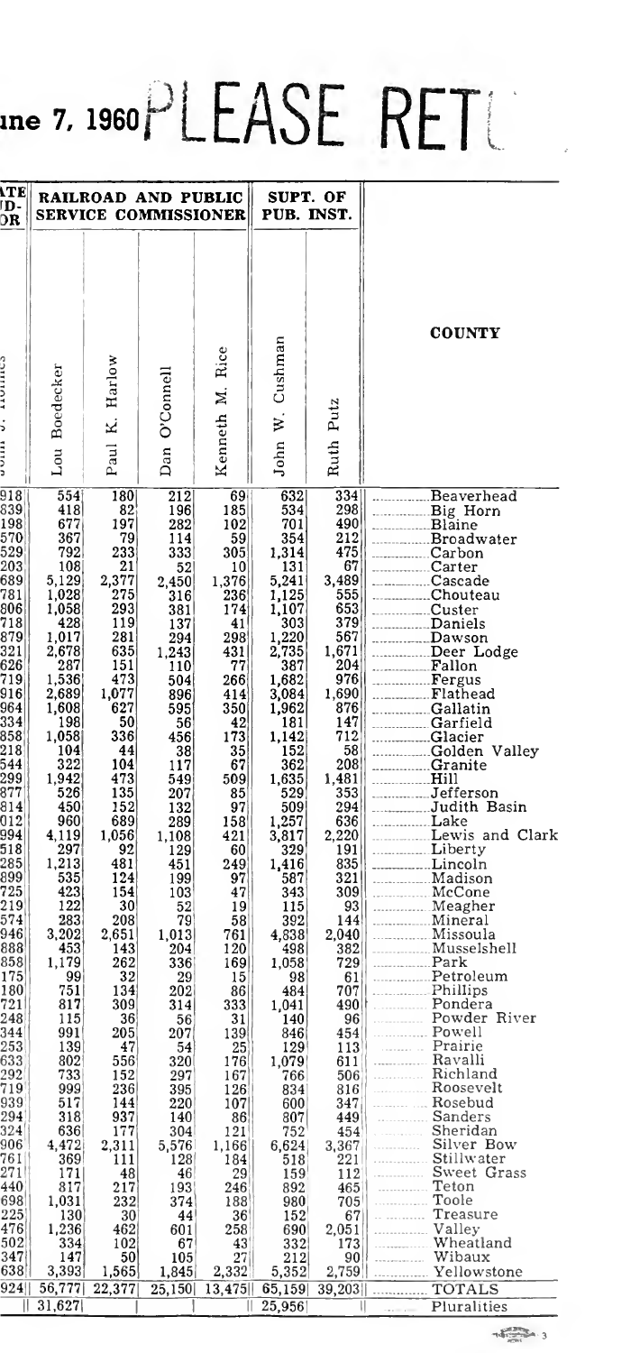ıne 7, 1960 PLEASE RET

| ATE ID- OR | RAILROAD AND PUBLIC SERVICE COMMISSIONER | | | | SUPT. OF PUB. INST. | | COUNTY |
|---|---|---|---|---|---|---|---|
| John J. Holmes | Lou Boedecker | Paul K. Harlow | Dan O'Connell | Kenneth M. Rice | John W. Cushman | Ruth Putz | |
| 918 | 554 | 180 | 212 | 69 | 632 | 334 | Beaverhead |
| 839 | 418 | 82 | 196 | 185 | 534 | 298 | Big Horn |
| 198 | 677 | 197 | 282 | 102 | 701 | 490 | Blaine |
| 570 | 367 | 79 | 114 | 59 | 354 | 212 | Broadwater |
| 529 | 792 | 233 | 333 | 305 | 1,314 | 475 | Carbon |
| 203 | 108 | 21 | 52 | 10 | 131 | 67 | Carter |
| 689 | 5,129 | 2,377 | 2,450 | 1,376 | 5,241 | 3,489 | Cascade |
| 781 | 1,028 | 275 | 316 | 236 | 1,125 | 555 | Chouteau |
| 806 | 1,058 | 293 | 381 | 174 | 1,107 | 653 | Custer |
| 718 | 428 | 119 | 137 | 41 | 303 | 379 | Daniels |
| 879 | 1,017 | 281 | 294 | 298 | 1,220 | 567 | Dawson |
| 321 | 2,678 | 635 | 1,243 | 431 | 2,735 | 1,671 | Deer Lodge |
| 626 | 287 | 151 | 110 | 77 | 387 | 204 | Fallon |
| 719 | 1,536 | 473 | 504 | 266 | 1,682 | 976 | Fergus |
| 916 | 2,689 | 1,077 | 896 | 414 | 3,084 | 1,690 | Flathead |
| 964 | 1,608 | 627 | 595 | 350 | 1,962 | 876 | Gallatin |
| 334 | 198 | 50 | 56 | 42 | 181 | 147 | Garfield |
| 858 | 1,058 | 336 | 456 | 173 | 1,142 | 712 | Glacier |
| 218 | 104 | 44 | 38 | 35 | 152 | 58 | Golden Valley |
| 544 | 322 | 104 | 117 | 67 | 362 | 208 | Granite |
| 299 | 1,942 | 473 | 549 | 509 | 1,635 | 1,481 | Hill |
| 877 | 526 | 135 | 207 | 85 | 529 | 353 | Jefferson |
| 814 | 450 | 152 | 132 | 97 | 509 | 294 | Judith Basin |
| 012 | 960 | 689 | 289 | 158 | 1,257 | 636 | Lake |
| 994 | 4,119 | 1,056 | 1,108 | 421 | 3,817 | 2,220 | Lewis and Clark |
| 518 | 297 | 92 | 129 | 60 | 329 | 191 | Liberty |
| 285 | 1,213 | 481 | 451 | 249 | 1,416 | 835 | Lincoln |
| 899 | 535 | 124 | 199 | 97 | 587 | 321 | Madison |
| 725 | 423 | 154 | 103 | 47 | 343 | 309 | McCone |
| 219 | 122 | 30 | 52 | 19 | 115 | 93 | Meagher |
| 574 | 283 | 208 | 79 | 58 | 392 | 144 | Mineral |
| 946 | 3,202 | 2,651 | 1,013 | 761 | 4,838 | 2,040 | Missoula |
| 888 | 453 | 143 | 204 | 120 | 498 | 382 | Musselshell |
| 858 | 1,179 | 262 | 336 | 169 | 1,058 | 729 | Park |
| 175 | 99 | 32 | 29 | 15 | 98 | 61 | Petroleum |
| 180 | 751 | 134 | 202 | 86 | 484 | 707 | Phillips |
| 721 | 817 | 309 | 314 | 333 | 1,041 | 490 | Pondera |
| 248 | 115 | 36 | 56 | 31 | 140 | 96 | Powder River |
| 344 | 991 | 205 | 207 | 139 | 846 | 454 | Powell |
| 253 | 139 | 47 | 54 | 25 | 129 | 113 | Prairie |
| 633 | 802 | 556 | 320 | 176 | 1,079 | 611 | Ravalli |
| 292 | 733 | 152 | 297 | 167 | 766 | 506 | Richland |
| 719 | 999 | 236 | 395 | 126 | 834 | 816 | Roosevelt |
| 939 | 517 | 144 | 220 | 107 | 600 | 347 | Rosebud |
| 294 | 318 | 937 | 140 | 86 | 807 | 449 | Sanders |
| 324 | 636 | 177 | 304 | 121 | 752 | 454 | Sheridan |
| 906 | 4,472 | 2,311 | 5,576 | 1,166 | 6,624 | 3,367 | Silver Bow |
| 761 | 369 | 111 | 128 | 184 | 518 | 221 | Stillwater |
| 271 | 171 | 48 | 46 | 29 | 159 | 112 | Sweet Grass |
| 440 | 817 | 217 | 193 | 246 | 892 | 465 | Teton |
| 698 | 1,031 | 232 | 374 | 188 | 980 | 705 | Toole |
| 225 | 130 | 30 | 44 | 36 | 152 | 67 | Treasure |
| 476 | 1,236 | 462 | 601 | 258 | 690 | 2,051 | Valley |
| 502 | 334 | 102 | 67 | 43 | 332 | 173 | Wheatland |
| 347 | 147 | 50 | 105 | 27 | 212 | 90 | Wibaux |
| 638 | 3,393 | 1,565 | 1,845 | 2,332 | 5,352 | 2,759 | Yellowstone |
| 924 | 56,777 | 22,377 | 25,150 | 13,475 | 65,159 | 39,203 | TOTALS |
| | 31,627 | | | | 25,956 | | Pluralities |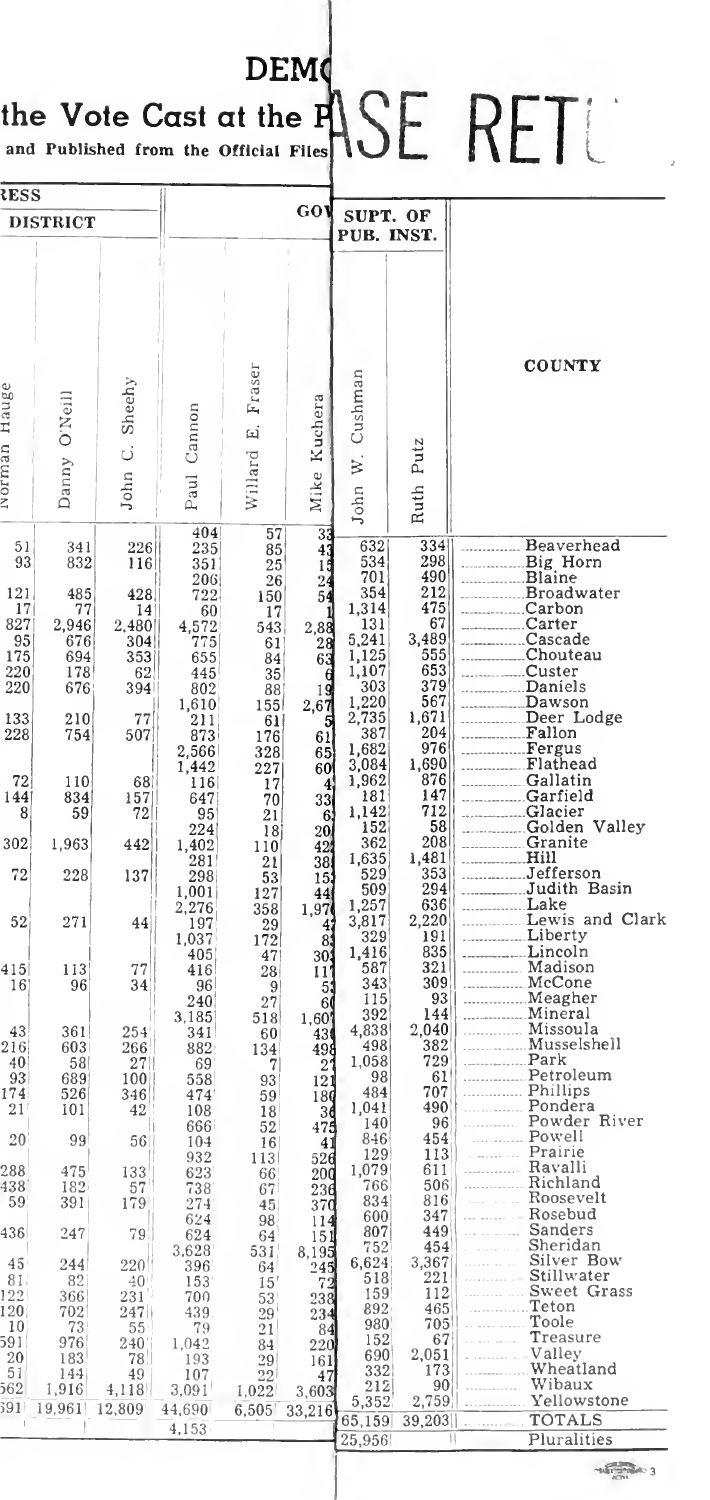**DEM**

**the Vote Cast at the P**

and Published from the Official Files

| | (Congress) District | | Gov | | | Supt. of Pub. Inst. | | |
|---|---|---|---|---|---|---|---|---|
| Norman Hauge | Danny O'Neill | John C. Sheehy | Paul Cannon | Willard E. Fraser | Mike Kuchera | John W. Cushman | Ruth Putz | COUNTY |
| | | | 404 | 57 | 33 | 632 | 334 | Beaverhead |
| 51 | 341 | 226 | 235 | 85 | 43 | 534 | 298 | Big Horn |
| 93 | 832 | 116 | 351 | 25 | 15 | 701 | 490 | Blaine |
| | | | 206 | 26 | 24 | 354 | 212 | Broadwater |
| 121 | 485 | 428 | 722 | 150 | 54 | 1,314 | 475 | Carbon |
| 17 | 77 | 14 | 60 | 17 | 1 | 131 | 67 | Carter |
| 827 | 2,946 | 2,480 | 4,572 | 543 | 2,88 | 5,241 | 3,489 | Cascade |
| 95 | 676 | 304 | 775 | 61 | 28 | 1,125 | 555 | Chouteau |
| 175 | 694 | 353 | 655 | 84 | 63 | 1,107 | 653 | Custer |
| 220 | 178 | 62 | 445 | 35 | 6 | 303 | 379 | Daniels |
| 220 | 676 | 394 | 802 | 88 | 19 | 1,220 | 567 | Dawson |
| | | | 1,610 | 155 | 2,67 | 2,735 | 1,671 | Deer Lodge |
| 133 | 210 | 77 | 211 | 61 | 5 | 387 | 204 | Fallon |
| 228 | 754 | 507 | 873 | 176 | 61 | 1,682 | 976 | Fergus |
| | | | 2,566 | 328 | 65 | 3,084 | 1,690 | Flathead |
| | | | 1,442 | 227 | 60 | 1,962 | 876 | Gallatin |
| 72 | 110 | 68 | 116 | 17 | 4 | 181 | 147 | Garfield |
| 144 | 834 | 157 | 647 | 70 | 33 | 1,142 | 712 | Glacier |
| 8 | 59 | 72 | 95 | 21 | 6 | 152 | 58 | Golden Valley |
| | | | 224 | 18 | 20 | 362 | 208 | Granite |
| 302 | 1,963 | 442 | 1,402 | 110 | 42 | 1,635 | 1,481 | Hill |
| | | | 281 | 21 | 38 | 529 | 353 | Jefferson |
| 72 | 228 | 137 | 298 | 53 | 15 | 509 | 294 | Judith Basin |
| | | | 1,001 | 127 | 44 | 1,257 | 636 | Lake |
| | | | 2,276 | 358 | 1,970 | 3,817 | 2,220 | Lewis and Clark |
| 52 | 271 | 44 | 197 | 29 | 4 | 329 | 191 | Liberty |
| | | | 1,037 | 172 | 8 | 1,416 | 835 | Lincoln |
| | | | 405 | 47 | 30 | 587 | 321 | Madison |
| 415 | 113 | 77 | 416 | 28 | 11 | 343 | 309 | McCone |
| 16 | 96 | 34 | 96 | 9 | 5 | 115 | 93 | Meagher |
| | | | 240 | 27 | 60 | 392 | 144 | Mineral |
| | | | 3,185 | 518 | 1,60 | 4,838 | 2,040 | Missoula |
| 43 | 361 | 254 | 341 | 60 | 43 | 498 | 382 | Musselshell |
| 216 | 603 | 266 | 882 | 134 | 49 | 1,058 | 729 | Park |
| 40 | 58 | 27 | 69 | 7 | 2 | 98 | 61 | Petroleum |
| 93 | 689 | 100 | 558 | 93 | 12 | 484 | 707 | Phillips |
| 174 | 526 | 346 | 474 | 59 | 18 | 1,041 | 490 | Pondera |
| 21 | 101 | 42 | 108 | 18 | 36 | 140 | 96 | Powder River |
| | | | 666 | 52 | 47 | 846 | 454 | Powell |
| 20 | 99 | 56 | 104 | 16 | 41 | 129 | 113 | Prairie |
| | | | 932 | 113 | 52 | 1,079 | 611 | Ravalli |
| 288 | 475 | 133 | 623 | 66 | 20 | 766 | 506 | Richland |
| 438 | 182 | 57 | 738 | 67 | 23 | 834 | 816 | Roosevelt |
| 59 | 391 | 179 | 274 | 45 | 37 | 600 | 347 | Rosebud |
| | | | 624 | 98 | 11 | 807 | 449 | Sanders |
| 436 | 247 | 79 | 624 | 64 | 15 | 752 | 454 | Sheridan |
| | | | 3,628 | 531 | 8,195 | 6,624 | 3,367 | Silver Bow |
| 45 | 244 | 220 | 396 | 64 | 245 | 518 | 221 | Stillwater |
| 81 | 82 | 40 | 153 | 15 | 72 | 159 | 112 | Sweet Grass |
| 122 | 366 | 231 | 700 | 53 | 238 | 892 | 465 | Teton |
| 120 | 702 | 247 | 439 | 29 | 234 | 980 | 705 | Toole |
| 10 | 73 | 55 | 79 | 21 | 84 | 152 | 67 | Treasure |
| 591 | 976 | 240 | 1,042 | 84 | 220 | 690 | 2,051 | Valley |
| 20 | 183 | 78 | 193 | 29 | 161 | 332 | 173 | Wheatland |
| 51 | 144 | 49 | 107 | 22 | 47 | 212 | 90 | Wibaux |
| 562 | 1,916 | 4,118 | 3,091 | 1,022 | 3,603 | 5,352 | 2,759 | Yellowstone |
| 591 | 19,961 | 12,809 | 44,690 | 6,505 | 33,216 | 65,159 | 39,203 | TOTALS |
| | | | 4,153 | | | 25,956 | | Pluralities |